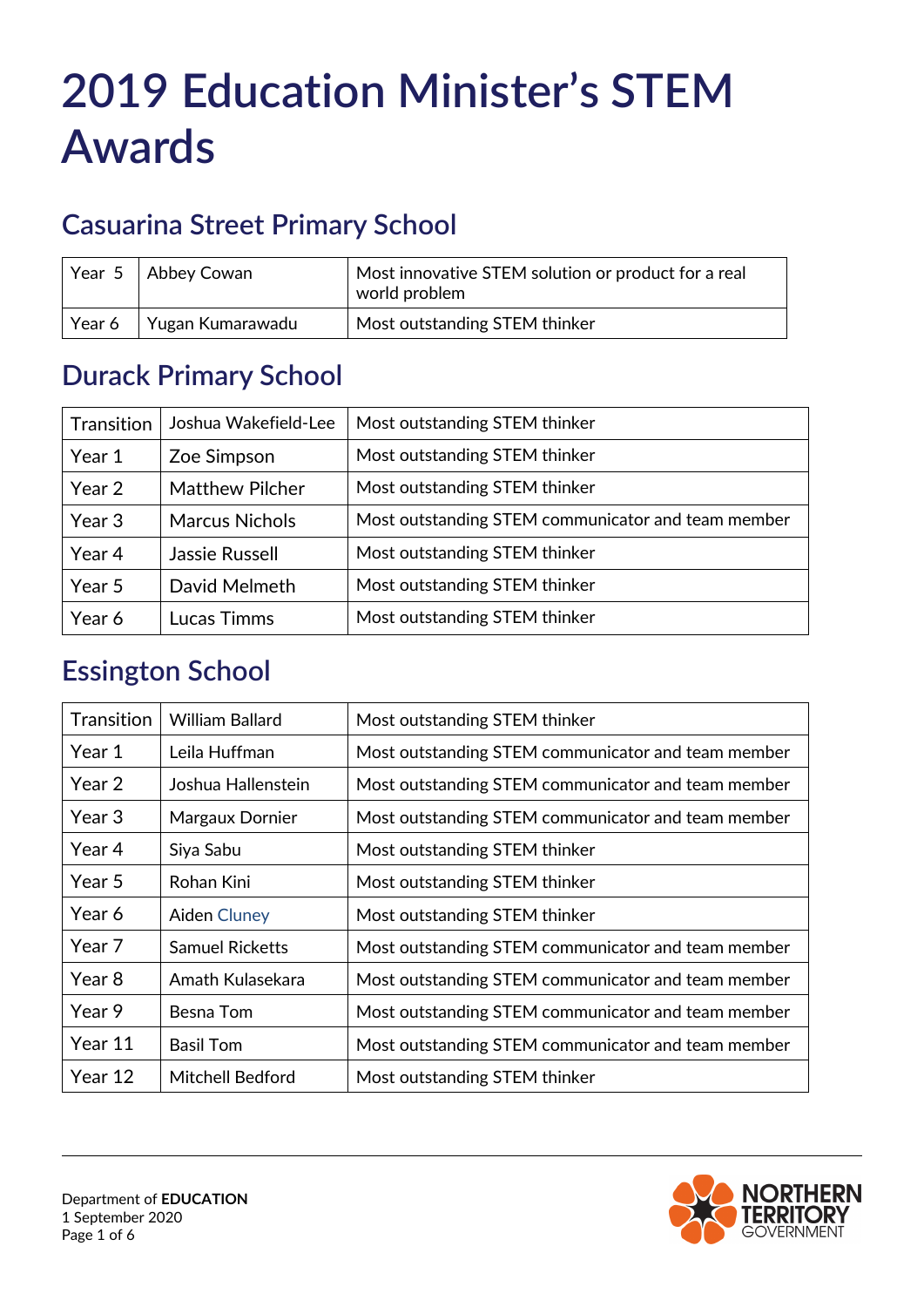# 2019 Education Minister's STEM Awards

## Casuarina Street Primary School

| Year 5 | Abbey Cowan | Most innovative STEM solution or product for a real world problem |
|---|---|---|
| Year 6 | Yugan Kumarawadu | Most outstanding STEM thinker |

## Durack Primary School

| Transition | Joshua Wakefield-Lee | Most outstanding STEM thinker |
|---|---|---|
| Year 1 | Zoe Simpson | Most outstanding STEM thinker |
| Year 2 | Matthew Pilcher | Most outstanding STEM thinker |
| Year 3 | Marcus Nichols | Most outstanding STEM communicator and team member |
| Year 4 | Jassie Russell | Most outstanding STEM thinker |
| Year 5 | David Melmeth | Most outstanding STEM thinker |
| Year 6 | Lucas Timms | Most outstanding STEM thinker |

## Essington School

| Transition | William Ballard | Most outstanding STEM thinker |
|---|---|---|
| Year 1 | Leila Huffman | Most outstanding STEM communicator and team member |
| Year 2 | Joshua Hallenstein | Most outstanding STEM communicator and team member |
| Year 3 | Margaux Dornier | Most outstanding STEM communicator and team member |
| Year 4 | Siya Sabu | Most outstanding STEM thinker |
| Year 5 | Rohan Kini | Most outstanding STEM thinker |
| Year 6 | Aiden Cluney | Most outstanding STEM thinker |
| Year 7 | Samuel Ricketts | Most outstanding STEM communicator and team member |
| Year 8 | Amath Kulasekara | Most outstanding STEM communicator and team member |
| Year 9 | Besna Tom | Most outstanding STEM communicator and team member |
| Year 11 | Basil Tom | Most outstanding STEM communicator and team member |
| Year 12 | Mitchell Bedford | Most outstanding STEM thinker |

Department of **EDUCATION**
1 September 2020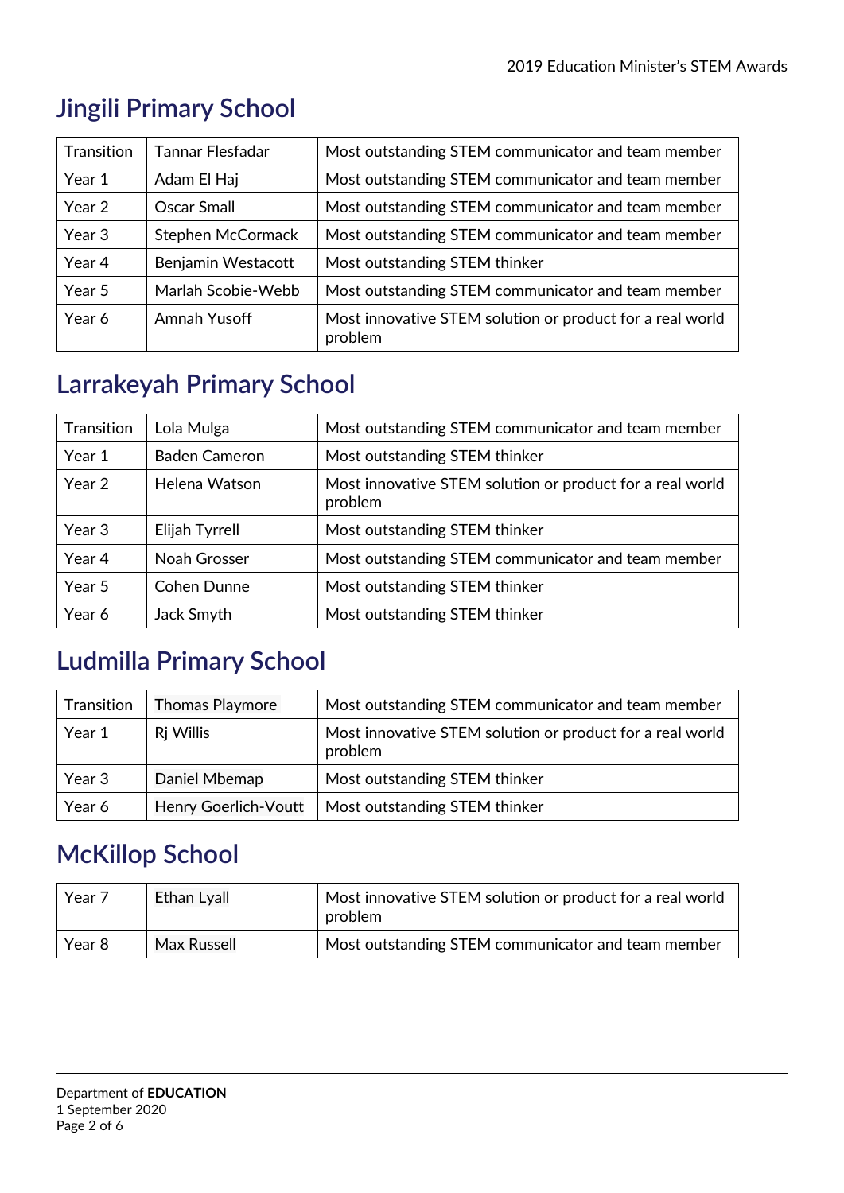## Jingili Primary School

| | | |
|---|---|---|
| Transition | Tannar Flesfadar | Most outstanding STEM communicator and team member |
| Year 1 | Adam El Haj | Most outstanding STEM communicator and team member |
| Year 2 | Oscar Small | Most outstanding STEM communicator and team member |
| Year 3 | Stephen McCormack | Most outstanding STEM communicator and team member |
| Year 4 | Benjamin Westacott | Most outstanding STEM thinker |
| Year 5 | Marlah Scobie-Webb | Most outstanding STEM communicator and team member |
| Year 6 | Amnah Yusoff | Most innovative STEM solution or product for a real world problem |

## Larrakeyah Primary School

| | | |
|---|---|---|
| Transition | Lola Mulga | Most outstanding STEM communicator and team member |
| Year 1 | Baden Cameron | Most outstanding STEM thinker |
| Year 2 | Helena Watson | Most innovative STEM solution or product for a real world problem |
| Year 3 | Elijah Tyrrell | Most outstanding STEM thinker |
| Year 4 | Noah Grosser | Most outstanding STEM communicator and team member |
| Year 5 | Cohen Dunne | Most outstanding STEM thinker |
| Year 6 | Jack Smyth | Most outstanding STEM thinker |

## Ludmilla Primary School

| | | |
|---|---|---|
| Transition | Thomas Playmore | Most outstanding STEM communicator and team member |
| Year 1 | Rj Willis | Most innovative STEM solution or product for a real world problem |
| Year 3 | Daniel Mbemap | Most outstanding STEM thinker |
| Year 6 | Henry Goerlich-Voutt | Most outstanding STEM thinker |

## McKillop School

| | | |
|---|---|---|
| Year 7 | Ethan Lyall | Most innovative STEM solution or product for a real world problem |
| Year 8 | Max Russell | Most outstanding STEM communicator and team member |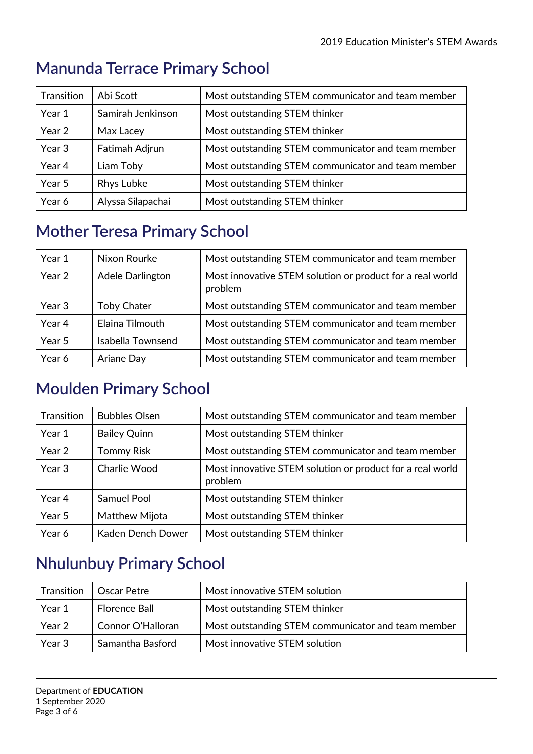## Manunda Terrace Primary School

| Transition | Abi Scott | Most outstanding STEM communicator and team member |
|---|---|---|
| Year 1 | Samirah Jenkinson | Most outstanding STEM thinker |
| Year 2 | Max Lacey | Most outstanding STEM thinker |
| Year 3 | Fatimah Adjrun | Most outstanding STEM communicator and team member |
| Year 4 | Liam Toby | Most outstanding STEM communicator and team member |
| Year 5 | Rhys Lubke | Most outstanding STEM thinker |
| Year 6 | Alyssa Silapachai | Most outstanding STEM thinker |

## Mother Teresa Primary School

| Year 1 | Nixon Rourke | Most outstanding STEM communicator and team member |
|---|---|---|
| Year 2 | Adele Darlington | Most innovative STEM solution or product for a real world problem |
| Year 3 | Toby Chater | Most outstanding STEM communicator and team member |
| Year 4 | Elaina Tilmouth | Most outstanding STEM communicator and team member |
| Year 5 | Isabella Townsend | Most outstanding STEM communicator and team member |
| Year 6 | Ariane Day | Most outstanding STEM communicator and team member |

## Moulden Primary School

| Transition | Bubbles Olsen | Most outstanding STEM communicator and team member |
|---|---|---|
| Year 1 | Bailey Quinn | Most outstanding STEM thinker |
| Year 2 | Tommy Risk | Most outstanding STEM communicator and team member |
| Year 3 | Charlie Wood | Most innovative STEM solution or product for a real world problem |
| Year 4 | Samuel Pool | Most outstanding STEM thinker |
| Year 5 | Matthew Mijota | Most outstanding STEM thinker |
| Year 6 | Kaden Dench Dower | Most outstanding STEM thinker |

## Nhulunbuy Primary School

| Transition | Oscar Petre | Most innovative STEM solution |
|---|---|---|
| Year 1 | Florence Ball | Most outstanding STEM thinker |
| Year 2 | Connor O'Halloran | Most outstanding STEM communicator and team member |
| Year 3 | Samantha Basford | Most innovative STEM solution |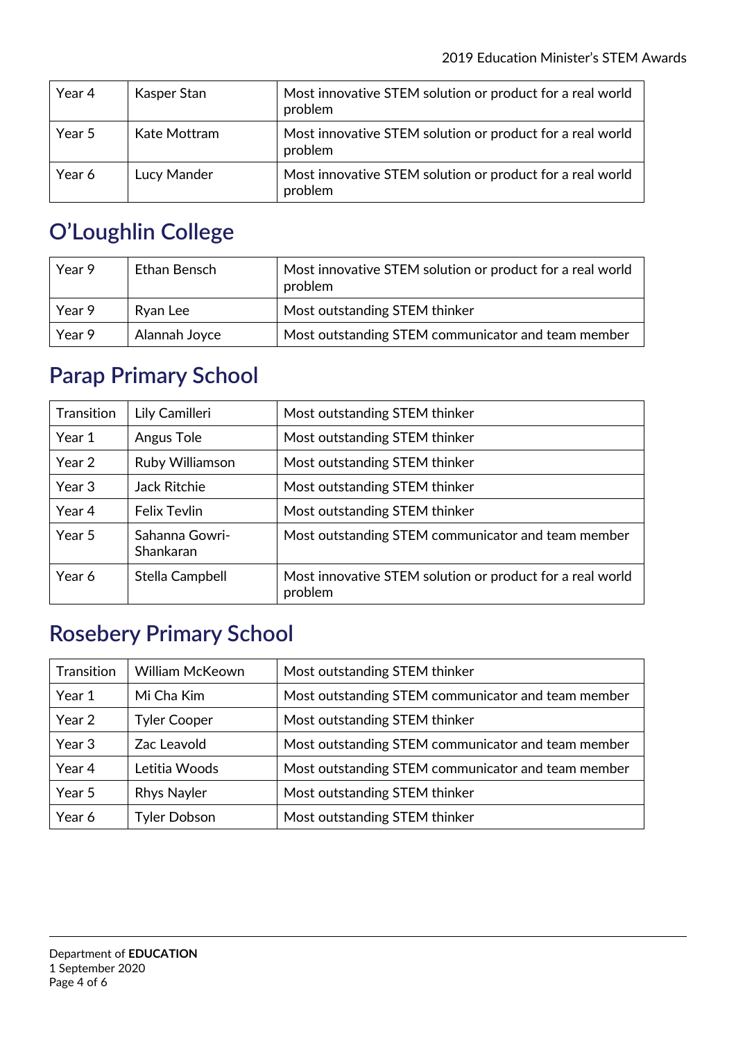| | | |
|---|---|---|
| Year 4 | Kasper Stan | Most innovative STEM solution or product for a real world problem |
| Year 5 | Kate Mottram | Most innovative STEM solution or product for a real world problem |
| Year 6 | Lucy Mander | Most innovative STEM solution or product for a real world problem |

## O'Loughlin College

| | | |
|---|---|---|
| Year 9 | Ethan Bensch | Most innovative STEM solution or product for a real world problem |
| Year 9 | Ryan Lee | Most outstanding STEM thinker |
| Year 9 | Alannah Joyce | Most outstanding STEM communicator and team member |

## Parap Primary School

| | | |
|---|---|---|
| Transition | Lily Camilleri | Most outstanding STEM thinker |
| Year 1 | Angus Tole | Most outstanding STEM thinker |
| Year 2 | Ruby Williamson | Most outstanding STEM thinker |
| Year 3 | Jack Ritchie | Most outstanding STEM thinker |
| Year 4 | Felix Tevlin | Most outstanding STEM thinker |
| Year 5 | Sahanna Gowri-Shankaran | Most outstanding STEM communicator and team member |
| Year 6 | Stella Campbell | Most innovative STEM solution or product for a real world problem |

## Rosebery Primary School

| | | |
|---|---|---|
| Transition | William McKeown | Most outstanding STEM thinker |
| Year 1 | Mi Cha Kim | Most outstanding STEM communicator and team member |
| Year 2 | Tyler Cooper | Most outstanding STEM thinker |
| Year 3 | Zac Leavold | Most outstanding STEM communicator and team member |
| Year 4 | Letitia Woods | Most outstanding STEM communicator and team member |
| Year 5 | Rhys Nayler | Most outstanding STEM thinker |
| Year 6 | Tyler Dobson | Most outstanding STEM thinker |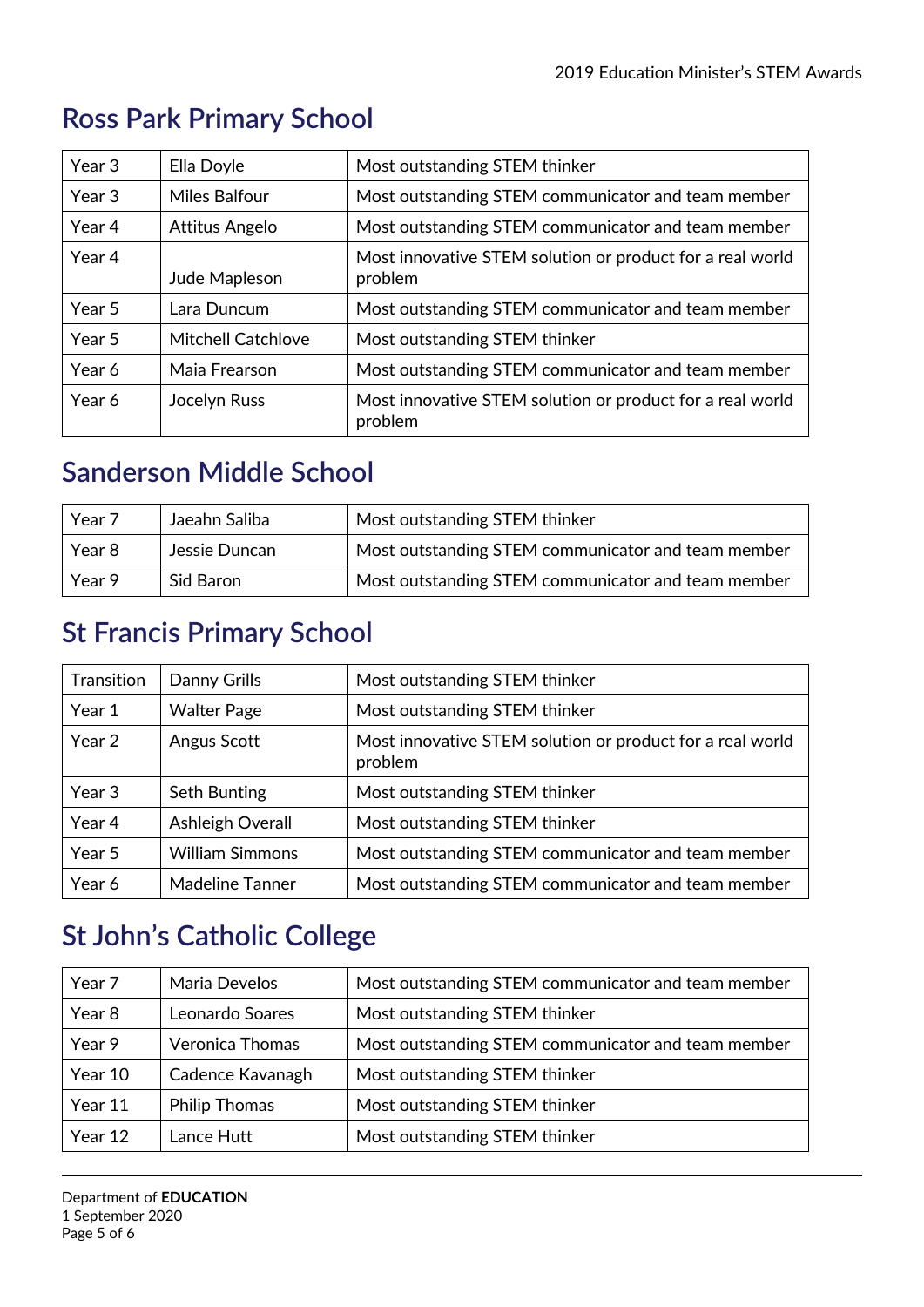## Ross Park Primary School

| Year | Name | Award |
|---|---|---|
| Year 3 | Ella Doyle | Most outstanding STEM thinker |
| Year 3 | Miles Balfour | Most outstanding STEM communicator and team member |
| Year 4 | Attitus Angelo | Most outstanding STEM communicator and team member |
| Year 4 | Jude Mapleson | Most innovative STEM solution or product for a real world problem |
| Year 5 | Lara Duncum | Most outstanding STEM communicator and team member |
| Year 5 | Mitchell Catchlove | Most outstanding STEM thinker |
| Year 6 | Maia Frearson | Most outstanding STEM communicator and team member |
| Year 6 | Jocelyn Russ | Most innovative STEM solution or product for a real world problem |

## Sanderson Middle School

| Year | Name | Award |
|---|---|---|
| Year 7 | Jaeahn Saliba | Most outstanding STEM thinker |
| Year 8 | Jessie Duncan | Most outstanding STEM communicator and team member |
| Year 9 | Sid Baron | Most outstanding STEM communicator and team member |

## St Francis Primary School

| Year | Name | Award |
|---|---|---|
| Transition | Danny Grills | Most outstanding STEM thinker |
| Year 1 | Walter Page | Most outstanding STEM thinker |
| Year 2 | Angus Scott | Most innovative STEM solution or product for a real world problem |
| Year 3 | Seth Bunting | Most outstanding STEM thinker |
| Year 4 | Ashleigh Overall | Most outstanding STEM thinker |
| Year 5 | William Simmons | Most outstanding STEM communicator and team member |
| Year 6 | Madeline Tanner | Most outstanding STEM communicator and team member |

## St John's Catholic College

| Year | Name | Award |
|---|---|---|
| Year 7 | Maria Develos | Most outstanding STEM communicator and team member |
| Year 8 | Leonardo Soares | Most outstanding STEM thinker |
| Year 9 | Veronica Thomas | Most outstanding STEM communicator and team member |
| Year 10 | Cadence Kavanagh | Most outstanding STEM thinker |
| Year 11 | Philip Thomas | Most outstanding STEM thinker |
| Year 12 | Lance Hutt | Most outstanding STEM thinker |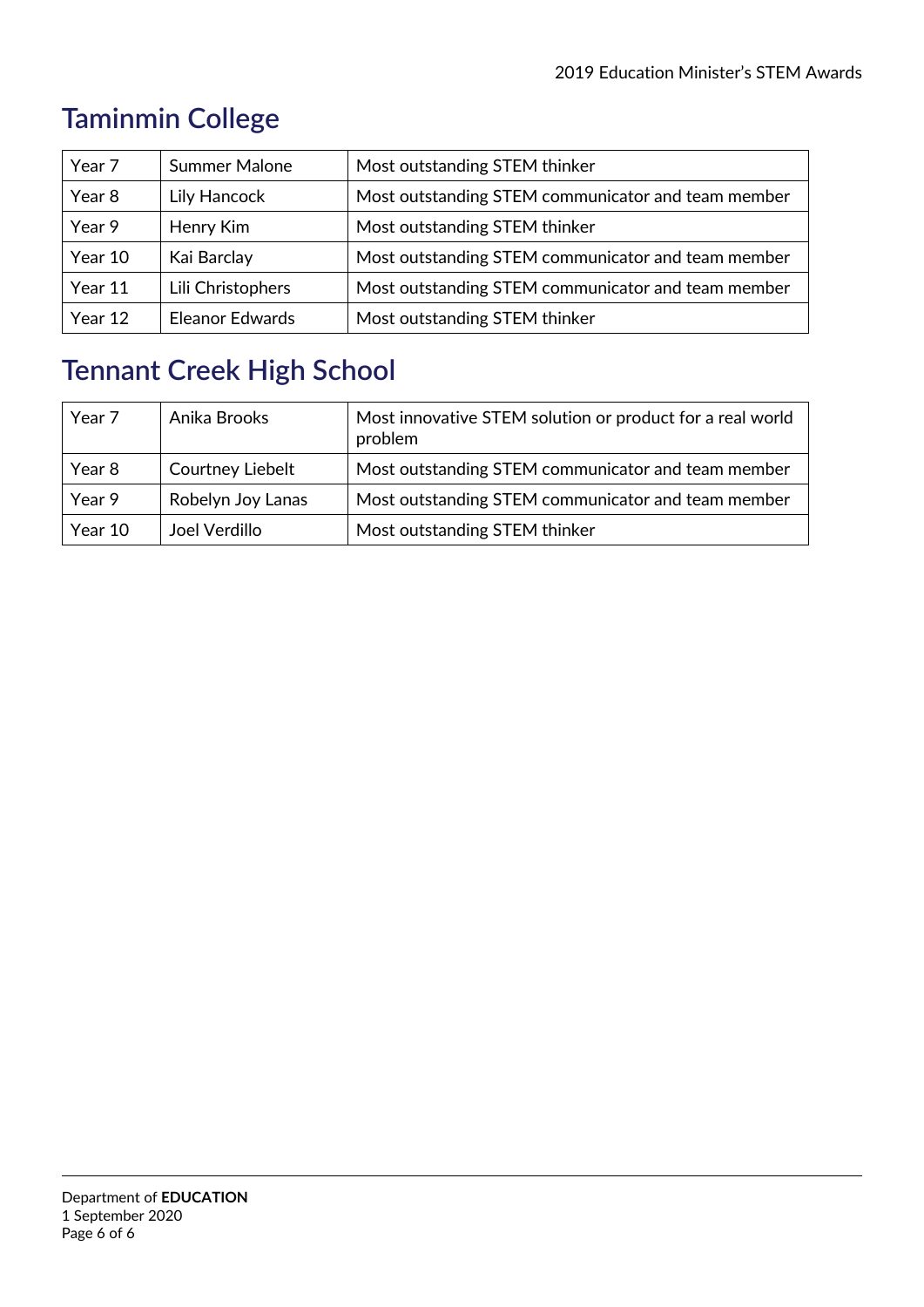## Taminmin College

| | | |
|---|---|---|
| Year 7 | Summer Malone | Most outstanding STEM thinker |
| Year 8 | Lily Hancock | Most outstanding STEM communicator and team member |
| Year 9 | Henry Kim | Most outstanding STEM thinker |
| Year 10 | Kai Barclay | Most outstanding STEM communicator and team member |
| Year 11 | Lili Christophers | Most outstanding STEM communicator and team member |
| Year 12 | Eleanor Edwards | Most outstanding STEM thinker |

## Tennant Creek High School

| | | |
|---|---|---|
| Year 7 | Anika Brooks | Most innovative STEM solution or product for a real world problem |
| Year 8 | Courtney Liebelt | Most outstanding STEM communicator and team member |
| Year 9 | Robelyn Joy Lanas | Most outstanding STEM communicator and team member |
| Year 10 | Joel Verdillo | Most outstanding STEM thinker |